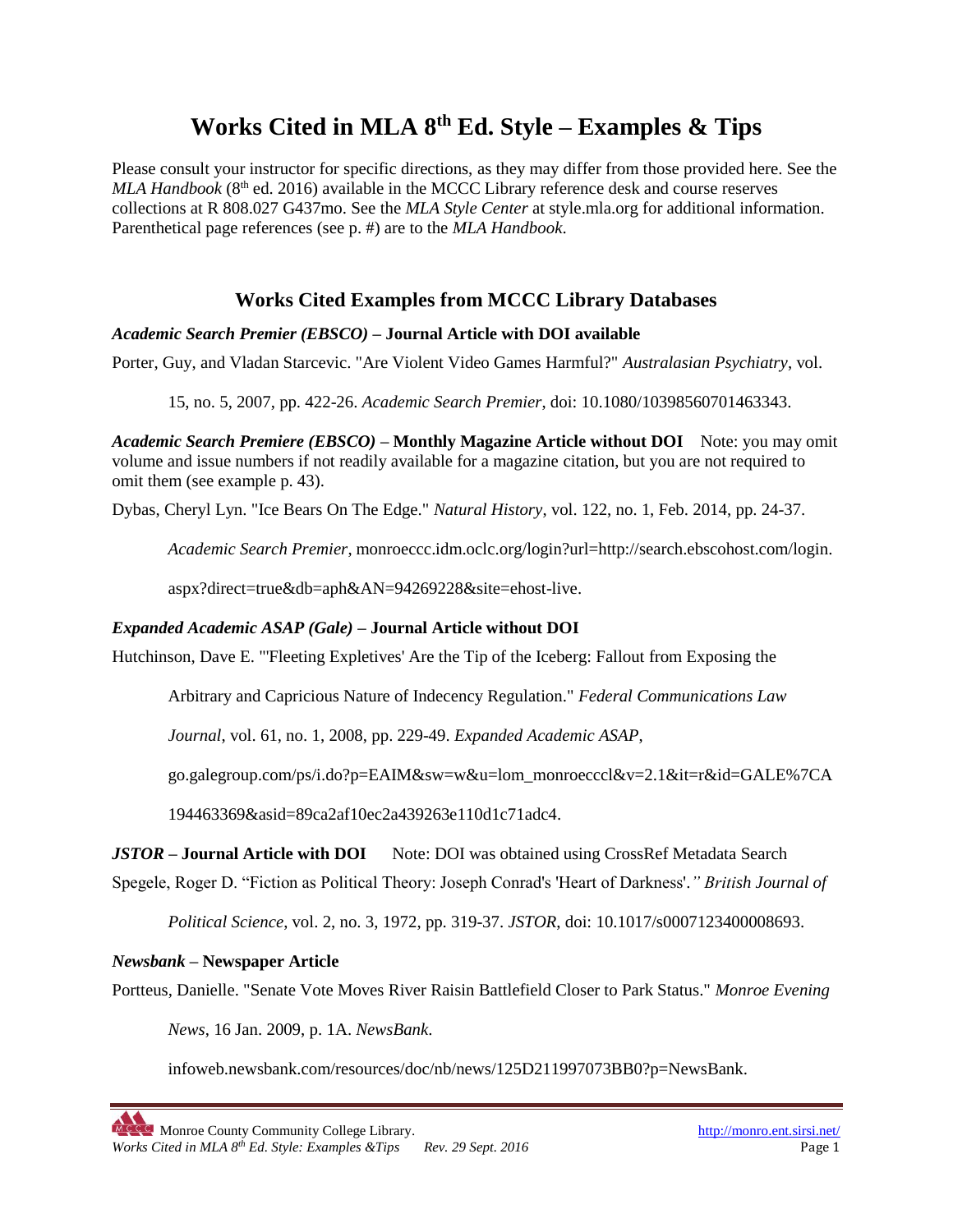# Works Cited in MLA 8th Ed. Style – Examples & Tips

Please consult your instructor for specific directions, as they may differ from those provided here. See the *MLA Handbook* (8th ed. 2016) available in the MCCC Library reference desk and course reserves collections at R 808.027 G437mo. See the *MLA Style Center* at style.mla.org for additional information. Parenthetical page references (see p. #) are to the *MLA Handbook*.

## Works Cited Examples from MCCC Library Databases

### *Academic Search Premier (EBSCO)* – Journal Article with DOI available

Porter, Guy, and Vladan Starcevic. "Are Violent Video Games Harmful?" *Australasian Psychiatry*, vol. 15, no. 5, 2007, pp. 422-26. *Academic Search Premier*, doi: 10.1080/10398560701463343.

### *Academic Search Premiere (EBSCO)* – Monthly Magazine Article without DOI

Note: you may omit volume and issue numbers if not readily available for a magazine citation, but you are not required to omit them (see example p. 43).

Dybas, Cheryl Lyn. "Ice Bears On The Edge." *Natural History*, vol. 122, no. 1, Feb. 2014, pp. 24-37. *Academic Search Premier*, monroeccc.idm.oclc.org/login?url=http://search.ebscohost.com/login.aspx?direct=true&db=aph&AN=94269228&site=ehost-live.

### *Expanded Academic ASAP (Gale)* – Journal Article without DOI

Hutchinson, Dave E. "'Fleeting Expletives' Are the Tip of the Iceberg: Fallout from Exposing the Arbitrary and Capricious Nature of Indecency Regulation." *Federal Communications Law Journal*, vol. 61, no. 1, 2008, pp. 229-49. *Expanded Academic ASAP*, go.galegroup.com/ps/i.do?p=EAIM&sw=w&u=lom_monroecccl&v=2.1&it=r&id=GALE%7CA194463369&asid=89ca2af10ec2a439263e110d1c71adc4.

### *JSTOR* – Journal Article with DOI

Note: DOI was obtained using CrossRef Metadata Search

Spegele, Roger D. "Fiction as Political Theory: Joseph Conrad's 'Heart of Darkness'." *British Journal of Political Science*, vol. 2, no. 3, 1972, pp. 319-37. *JSTOR*, doi: 10.1017/s0007123400008693.

### *Newsbank* – Newspaper Article

Portteus, Danielle. "Senate Vote Moves River Raisin Battlefield Closer to Park Status." *Monroe Evening News*, 16 Jan. 2009, p. 1A. *NewsBank*. infoweb.newsbank.com/resources/doc/nb/news/125D211997073BB0?p=NewsBank.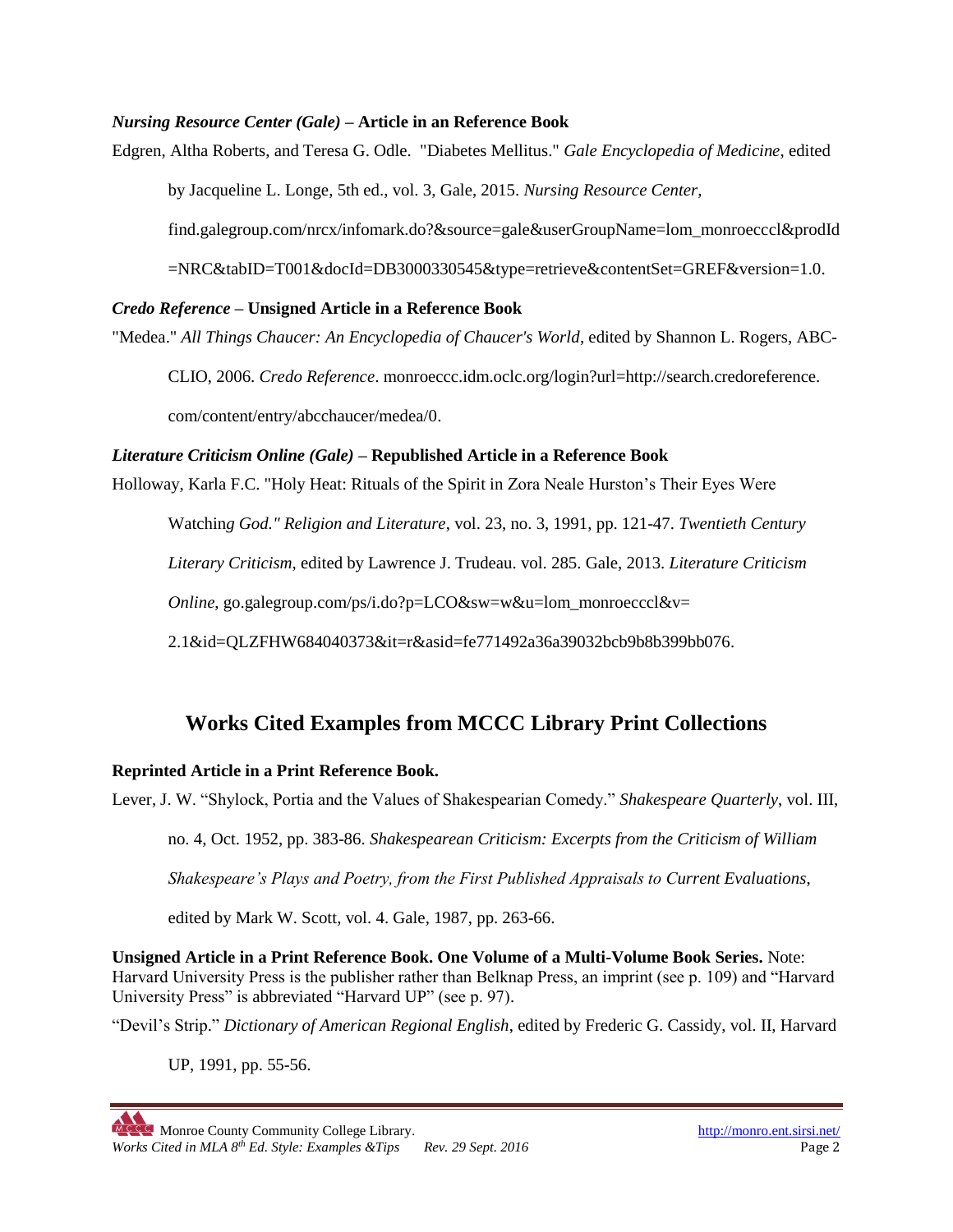***Nursing Resource Center (Gale)* – Article in an Reference Book**

Edgren, Altha Roberts, and Teresa G. Odle. "Diabetes Mellitus." *Gale Encyclopedia of Medicine*, edited by Jacqueline L. Longe, 5th ed., vol. 3, Gale, 2015. *Nursing Resource Center*, find.galegroup.com/nrcx/infomark.do?&source=gale&userGroupName=lom_monroeccl&prodId=NRC&tabID=T001&docId=DB3000330545&type=retrieve&contentSet=GREF&version=1.0.

***Credo Reference* – Unsigned Article in a Reference Book**

"Medea." *All Things Chaucer: An Encyclopedia of Chaucer's World*, edited by Shannon L. Rogers, ABC-CLIO, 2006. *Credo Reference*. monroeccc.idm.oclc.org/login?url=http://search.credoreference.com/content/entry/abcchaucer/medea/0.

***Literature Criticism Online (Gale)* – Republished Article in a Reference Book**

Holloway, Karla F.C. "Holy Heat: Rituals of the Spirit in Zora Neale Hurston's Their Eyes Were Watching *God." Religion and Literature*, vol. 23, no. 3, 1991, pp. 121-47. *Twentieth Century Literary Criticism*, edited by Lawrence J. Trudeau. vol. 285. Gale, 2013. *Literature Criticism Online*, go.galegroup.com/ps/i.do?p=LCO&sw=w&u=lom_monroeccl&v=2.1&id=QLZFHW684040373&it=r&asid=fe771492a36a39032bcb9b8b399bb076.

## Works Cited Examples from MCCC Library Print Collections

**Reprinted Article in a Print Reference Book.**

Lever, J. W. "Shylock, Portia and the Values of Shakespearian Comedy." *Shakespeare Quarterly*, vol. III, no. 4, Oct. 1952, pp. 383-86. *Shakespearean Criticism: Excerpts from the Criticism of William Shakespeare's Plays and Poetry, from the First Published Appraisals to Current Evaluations*, edited by Mark W. Scott, vol. 4. Gale, 1987, pp. 263-66.

**Unsigned Article in a Print Reference Book. One Volume of a Multi-Volume Book Series.** Note: Harvard University Press is the publisher rather than Belknap Press, an imprint (see p. 109) and "Harvard University Press" is abbreviated "Harvard UP" (see p. 97).

"Devil's Strip." *Dictionary of American Regional English*, edited by Frederic G. Cassidy, vol. II, Harvard UP, 1991, pp. 55-56.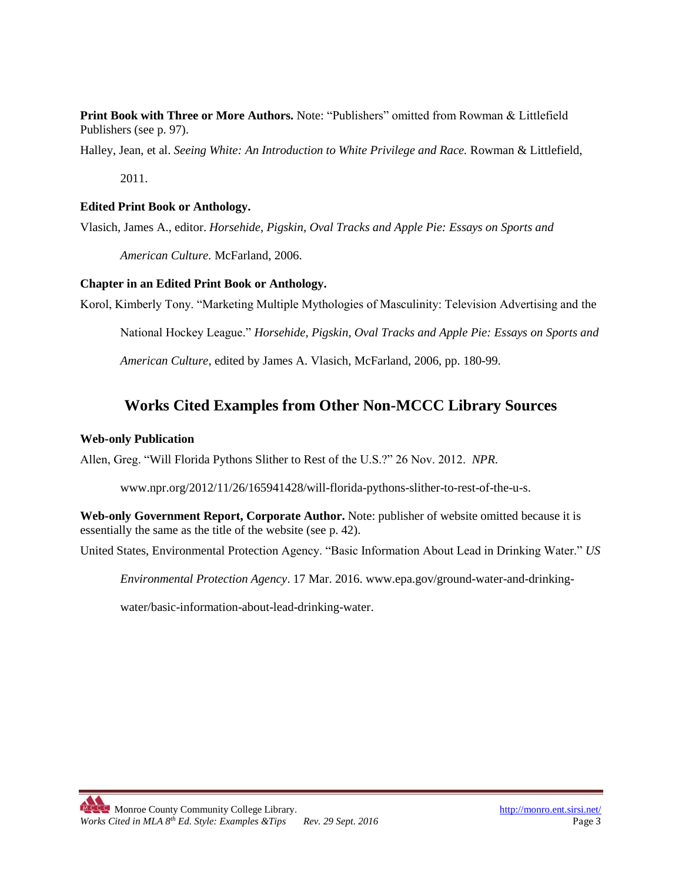**Print Book with Three or More Authors.** Note: "Publishers" omitted from Rowman & Littlefield Publishers (see p. 97).

Halley, Jean, et al. *Seeing White: An Introduction to White Privilege and Race.* Rowman & Littlefield, 2011.

**Edited Print Book or Anthology.**

Vlasich, James A., editor. *Horsehide, Pigskin, Oval Tracks and Apple Pie: Essays on Sports and American Culture.* McFarland, 2006.

**Chapter in an Edited Print Book or Anthology.**

Korol, Kimberly Tony. "Marketing Multiple Mythologies of Masculinity: Television Advertising and the National Hockey League." *Horsehide, Pigskin, Oval Tracks and Apple Pie: Essays on Sports and American Culture*, edited by James A. Vlasich, McFarland, 2006, pp. 180-99.

## Works Cited Examples from Other Non-MCCC Library Sources

**Web-only Publication**

Allen, Greg. "Will Florida Pythons Slither to Rest of the U.S.?" 26 Nov. 2012. *NPR.* www.npr.org/2012/11/26/165941428/will-florida-pythons-slither-to-rest-of-the-u-s.

**Web-only Government Report, Corporate Author.** Note: publisher of website omitted because it is essentially the same as the title of the website (see p. 42).

United States, Environmental Protection Agency. "Basic Information About Lead in Drinking Water." *US Environmental Protection Agency*. 17 Mar. 2016. www.epa.gov/ground-water-and-drinking-water/basic-information-about-lead-drinking-water.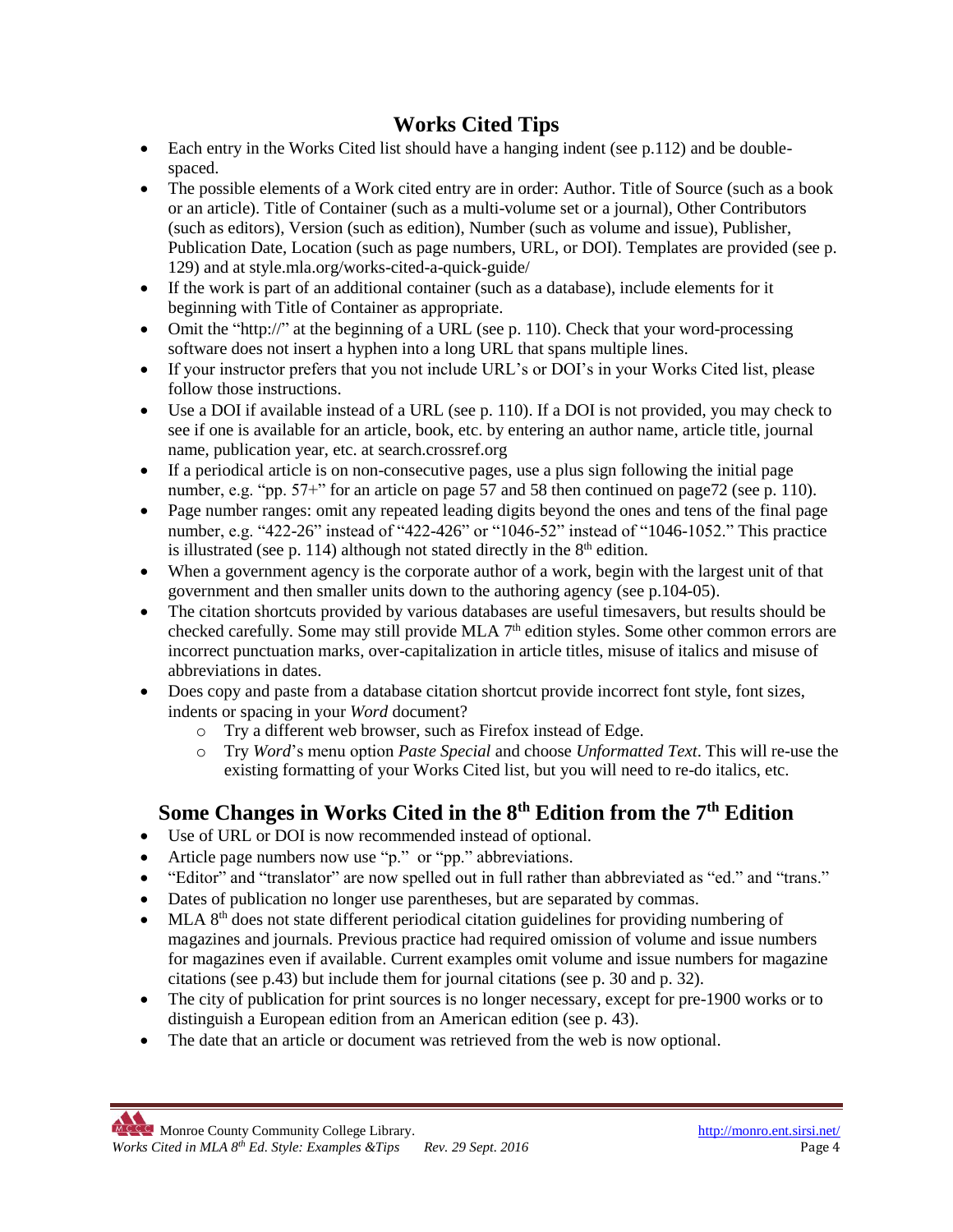## Works Cited Tips

- Each entry in the Works Cited list should have a hanging indent (see p.112) and be double-spaced.
- The possible elements of a Work cited entry are in order: Author. Title of Source (such as a book or an article). Title of Container (such as a multi-volume set or a journal), Other Contributors (such as editors), Version (such as edition), Number (such as volume and issue), Publisher, Publication Date, Location (such as page numbers, URL, or DOI). Templates are provided (see p. 129) and at style.mla.org/works-cited-a-quick-guide/
- If the work is part of an additional container (such as a database), include elements for it beginning with Title of Container as appropriate.
- Omit the "http://" at the beginning of a URL (see p. 110). Check that your word-processing software does not insert a hyphen into a long URL that spans multiple lines.
- If your instructor prefers that you not include URL's or DOI's in your Works Cited list, please follow those instructions.
- Use a DOI if available instead of a URL (see p. 110). If a DOI is not provided, you may check to see if one is available for an article, book, etc. by entering an author name, article title, journal name, publication year, etc. at search.crossref.org
- If a periodical article is on non-consecutive pages, use a plus sign following the initial page number, e.g. "pp. 57+" for an article on page 57 and 58 then continued on page72 (see p. 110).
- Page number ranges: omit any repeated leading digits beyond the ones and tens of the final page number, e.g. "422-26" instead of "422-426" or "1046-52" instead of "1046-1052." This practice is illustrated (see p. 114) although not stated directly in the 8th edition.
- When a government agency is the corporate author of a work, begin with the largest unit of that government and then smaller units down to the authoring agency (see p.104-05).
- The citation shortcuts provided by various databases are useful timesavers, but results should be checked carefully. Some may still provide MLA 7th edition styles. Some other common errors are incorrect punctuation marks, over-capitalization in article titles, misuse of italics and misuse of abbreviations in dates.
- Does copy and paste from a database citation shortcut provide incorrect font style, font sizes, indents or spacing in your *Word* document?
    - Try a different web browser, such as Firefox instead of Edge.
    - Try *Word*'s menu option *Paste Special* and choose *Unformatted Text*. This will re-use the existing formatting of your Works Cited list, but you will need to re-do italics, etc.

## Some Changes in Works Cited in the 8th Edition from the 7th Edition

- Use of URL or DOI is now recommended instead of optional.
- Article page numbers now use "p." or "pp." abbreviations.
- "Editor" and "translator" are now spelled out in full rather than abbreviated as "ed." and "trans."
- Dates of publication no longer use parentheses, but are separated by commas.
- MLA 8th does not state different periodical citation guidelines for providing numbering of magazines and journals. Previous practice had required omission of volume and issue numbers for magazines even if available. Current examples omit volume and issue numbers for magazine citations (see p.43) but include them for journal citations (see p. 30 and p. 32).
- The city of publication for print sources is no longer necessary, except for pre-1900 works or to distinguish a European edition from an American edition (see p. 43).
- The date that an article or document was retrieved from the web is now optional.